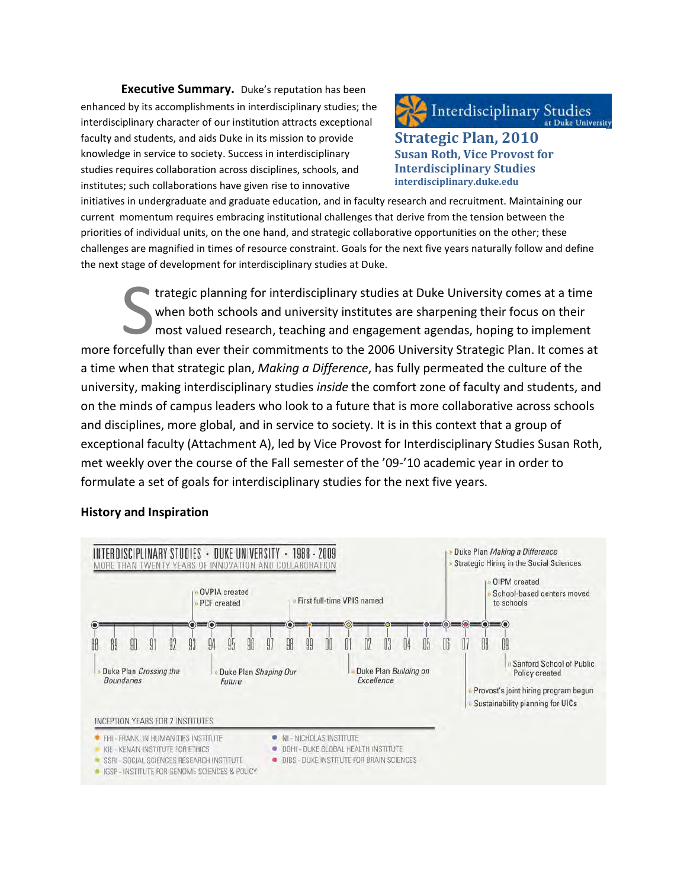**Executive Summary.** Duke's reputation has been enhanced by its accomplishments in interdisciplinary studies; the interdisciplinary character of our institution attracts exceptional faculty and students, and aids Duke in its mission to provide knowledge in service to society. Success in interdisciplinary studies requires collaboration across disciplines, schools, and institutes; such collaborations have given rise to innovative initiatives in undergraduate and graduate education, and in faculty research and recruitment. Maintaining our current momentum requires embracing institutional challenges that derive from the tension between the priorities of individual units, on the one hand, and strategic collaborative opportunities on the other; these challenges are magnified in times of resource constraint. Goals for the next five years naturally follow and define the next stage of development for interdisciplinary studies at Duke.

Interdisciplinary Studies at Duke University

# Strategic Plan, 2010

## Susan Roth, Vice Provost for Interdisciplinary Studies

**interdisciplinary.duke.edu**

Strategic planning for interdisciplinary studies at Duke University comes at a time when both schools and university institutes are sharpening their focus on their most valued research, teaching and engagement agendas, hoping to implement more forcefully than ever their commitments to the 2006 University Strategic Plan. It comes at a time when that strategic plan, *Making a Difference*, has fully permeated the culture of the university, making interdisciplinary studies *inside* the comfort zone of faculty and students, and on the minds of campus leaders who look to a future that is more collaborative across schools and disciplines, more global, and in service to society. It is in this context that a group of exceptional faculty (Attachment A), led by Vice Provost for Interdisciplinary Studies Susan Roth, met weekly over the course of the Fall semester of the '09-'10 academic year in order to formulate a set of goals for interdisciplinary studies for the next five years.

### History and Inspiration

**INTERDISCIPLINARY STUDIES · DUKE UNIVERSITY · 1988 - 2009**
MORE THAN TWENTY YEARS OF INNOVATION AND COLLABORATION

- 88: Duke Plan *Crossing the Boundaries*
- 93: OVPIA created; PCF created
- 94: Duke Plan *Shaping Our Future*
- 98: First full-time VPIS named
- 01: Duke Plan *Building on Excellence*
- 06: Duke Plan *Making a Difference*; Strategic Hiring in the Social Sciences
- 07: Provost's joint hiring program begun; Sustainability planning for UICs
- 08: OIPM created; School-based centers moved to schools
- 09: Sanford School of Public Policy created

INCEPTION YEARS FOR 7 INSTITUTES

- FHI - FRANKLIN HUMANITIES INSTITUTE
- KIE - KENAN INSTITUTE FOR ETHICS
- SSRI - SOCIAL SCIENCES RESEARCH INSTITUTE
- IGSP - INSTITUTE FOR GENOME SCIENCES & POLICY
- NI - NICHOLAS INSTITUTE
- DGHI - DUKE GLOBAL HEALTH INSTITUTE
- DIBS - DUKE INSTITUTE FOR BRAIN SCIENCES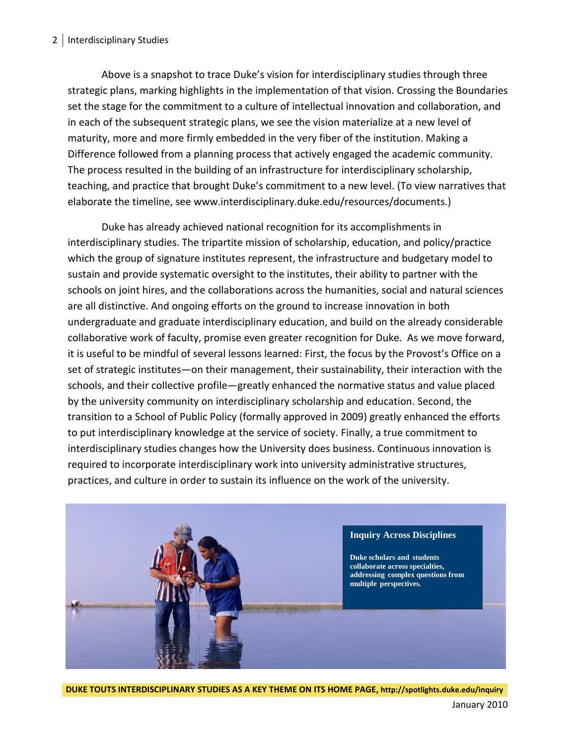Above is a snapshot to trace Duke's vision for interdisciplinary studies through three strategic plans, marking highlights in the implementation of that vision. Crossing the Boundaries set the stage for the commitment to a culture of intellectual innovation and collaboration, and in each of the subsequent strategic plans, we see the vision materialize at a new level of maturity, more and more firmly embedded in the very fiber of the institution. Making a Difference followed from a planning process that actively engaged the academic community. The process resulted in the building of an infrastructure for interdisciplinary scholarship, teaching, and practice that brought Duke's commitment to a new level. (To view narratives that elaborate the timeline, see www.interdisciplinary.duke.edu/resources/documents.)

Duke has already achieved national recognition for its accomplishments in interdisciplinary studies. The tripartite mission of scholarship, education, and policy/practice which the group of signature institutes represent, the infrastructure and budgetary model to sustain and provide systematic oversight to the institutes, their ability to partner with the schools on joint hires, and the collaborations across the humanities, social and natural sciences are all distinctive. And ongoing efforts on the ground to increase innovation in both undergraduate and graduate interdisciplinary education, and build on the already considerable collaborative work of faculty, promise even greater recognition for Duke. As we move forward, it is useful to be mindful of several lessons learned: First, the focus by the Provost's Office on a set of strategic institutes—on their management, their sustainability, their interaction with the schools, and their collective profile—greatly enhanced the normative status and value placed by the university community on interdisciplinary scholarship and education. Second, the transition to a School of Public Policy (formally approved in 2009) greatly enhanced the efforts to put interdisciplinary knowledge at the service of society. Finally, a true commitment to interdisciplinary studies changes how the University does business. Continuous innovation is required to incorporate interdisciplinary work into university administrative structures, practices, and culture in order to sustain its influence on the work of the university.

**Inquiry Across Disciplines**

**Duke scholars and students collaborate across specialties, addressing complex questions from multiple perspectives.**

**DUKE TOUTS INTERDISCIPLINARY STUDIES AS A KEY THEME ON ITS HOME PAGE, http://spotlights.duke.edu/inquiry**

January 2010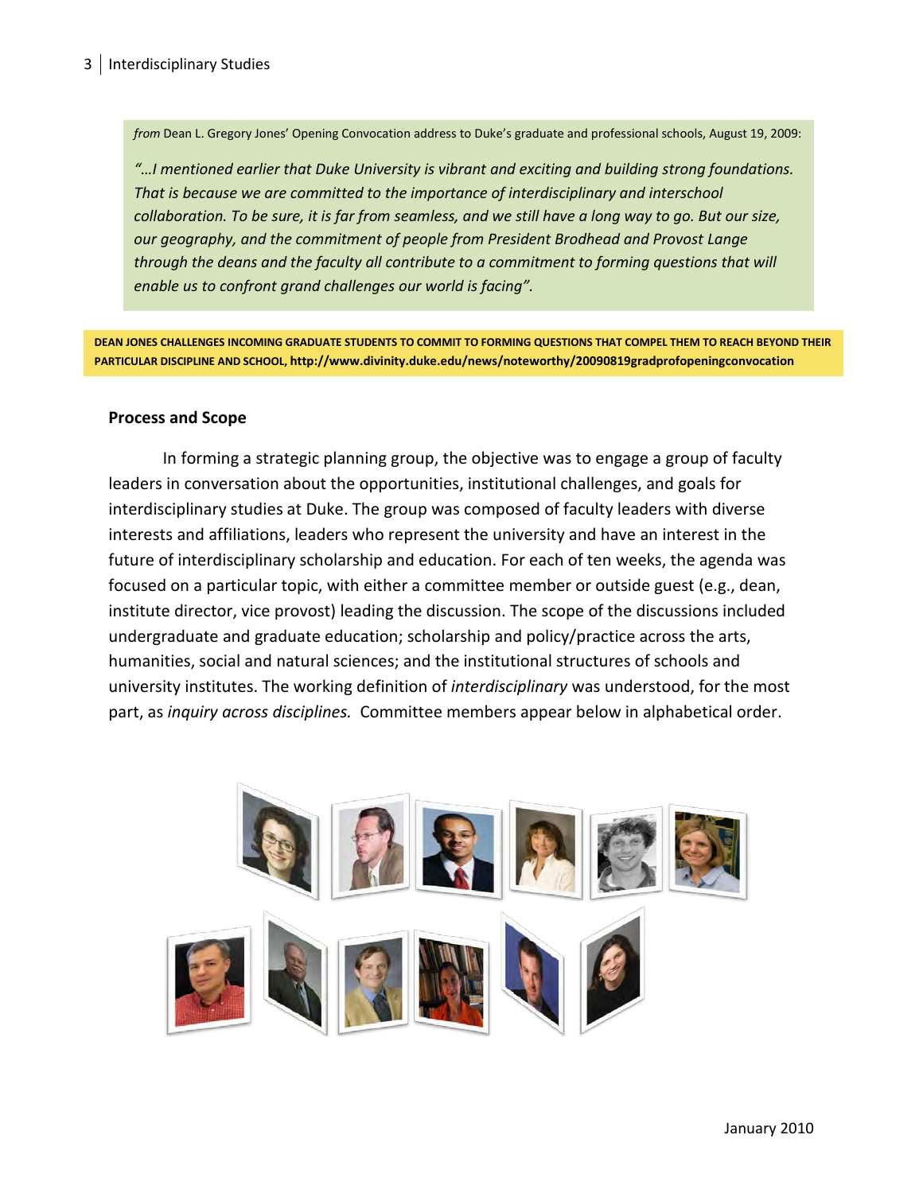*from* Dean L. Gregory Jones' Opening Convocation address to Duke's graduate and professional schools, August 19, 2009:

*"…I mentioned earlier that Duke University is vibrant and exciting and building strong foundations. That is because we are committed to the importance of interdisciplinary and interschool collaboration. To be sure, it is far from seamless, and we still have a long way to go. But our size, our geography, and the commitment of people from President Brodhead and Provost Lange through the deans and the faculty all contribute to a commitment to forming questions that will enable us to confront grand challenges our world is facing".*

**DEAN JONES CHALLENGES INCOMING GRADUATE STUDENTS TO COMMIT TO FORMING QUESTIONS THAT COMPEL THEM TO REACH BEYOND THEIR PARTICULAR DISCIPLINE AND SCHOOL, http://www.divinity.duke.edu/news/noteworthy/20090819gradprofopeningconvocation**

### Process and Scope

In forming a strategic planning group, the objective was to engage a group of faculty leaders in conversation about the opportunities, institutional challenges, and goals for interdisciplinary studies at Duke. The group was composed of faculty leaders with diverse interests and affiliations, leaders who represent the university and have an interest in the future of interdisciplinary scholarship and education. For each of ten weeks, the agenda was focused on a particular topic, with either a committee member or outside guest (e.g., dean, institute director, vice provost) leading the discussion. The scope of the discussions included undergraduate and graduate education; scholarship and policy/practice across the arts, humanities, social and natural sciences; and the institutional structures of schools and university institutes. The working definition of *interdisciplinary* was understood, for the most part, as *inquiry across disciplines.* Committee members appear below in alphabetical order.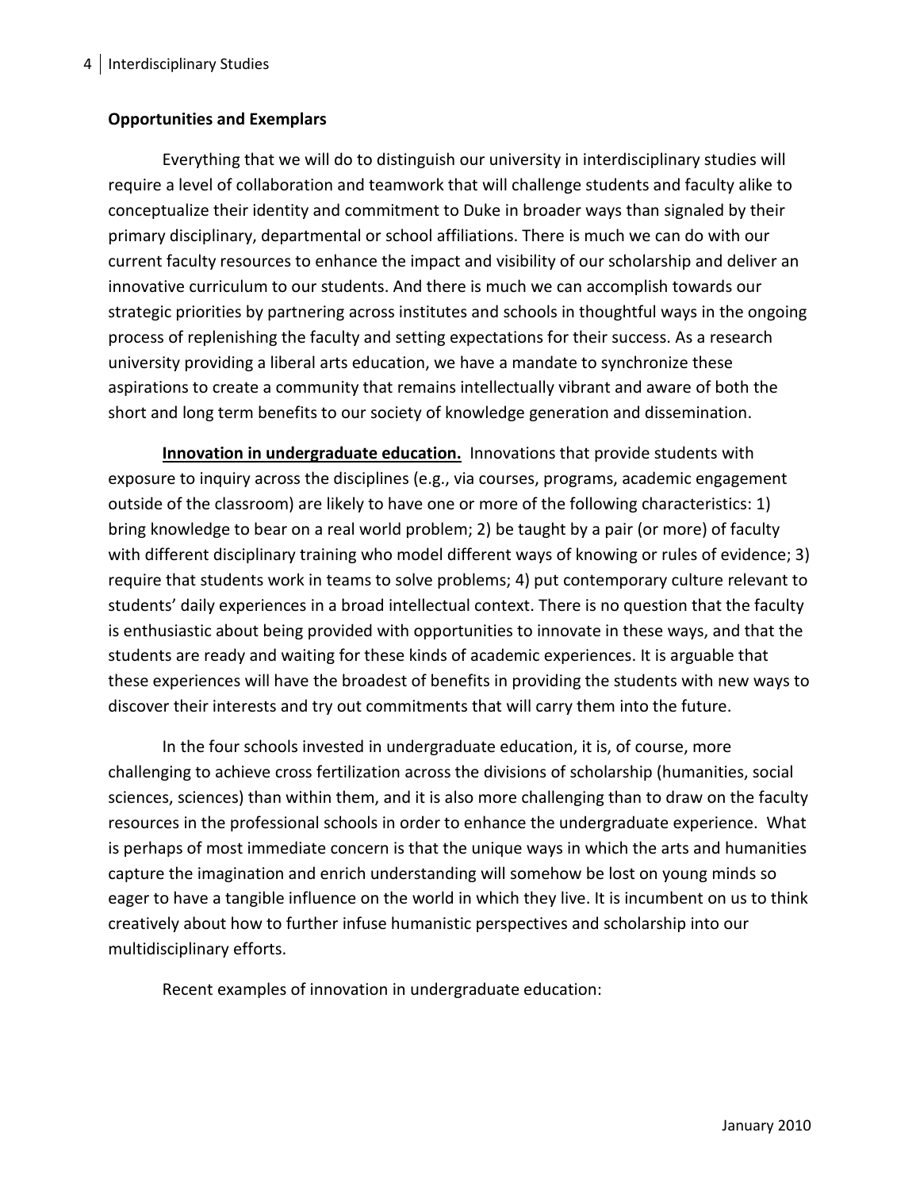**Opportunities and Exemplars**

Everything that we will do to distinguish our university in interdisciplinary studies will require a level of collaboration and teamwork that will challenge students and faculty alike to conceptualize their identity and commitment to Duke in broader ways than signaled by their primary disciplinary, departmental or school affiliations. There is much we can do with our current faculty resources to enhance the impact and visibility of our scholarship and deliver an innovative curriculum to our students. And there is much we can accomplish towards our strategic priorities by partnering across institutes and schools in thoughtful ways in the ongoing process of replenishing the faculty and setting expectations for their success. As a research university providing a liberal arts education, we have a mandate to synchronize these aspirations to create a community that remains intellectually vibrant and aware of both the short and long term benefits to our society of knowledge generation and dissemination.

**Innovation in undergraduate education.** Innovations that provide students with exposure to inquiry across the disciplines (e.g., via courses, programs, academic engagement outside of the classroom) are likely to have one or more of the following characteristics: 1) bring knowledge to bear on a real world problem; 2) be taught by a pair (or more) of faculty with different disciplinary training who model different ways of knowing or rules of evidence; 3) require that students work in teams to solve problems; 4) put contemporary culture relevant to students' daily experiences in a broad intellectual context. There is no question that the faculty is enthusiastic about being provided with opportunities to innovate in these ways, and that the students are ready and waiting for these kinds of academic experiences. It is arguable that these experiences will have the broadest of benefits in providing the students with new ways to discover their interests and try out commitments that will carry them into the future.

In the four schools invested in undergraduate education, it is, of course, more challenging to achieve cross fertilization across the divisions of scholarship (humanities, social sciences, sciences) than within them, and it is also more challenging than to draw on the faculty resources in the professional schools in order to enhance the undergraduate experience. What is perhaps of most immediate concern is that the unique ways in which the arts and humanities capture the imagination and enrich understanding will somehow be lost on young minds so eager to have a tangible influence on the world in which they live. It is incumbent on us to think creatively about how to further infuse humanistic perspectives and scholarship into our multidisciplinary efforts.

Recent examples of innovation in undergraduate education: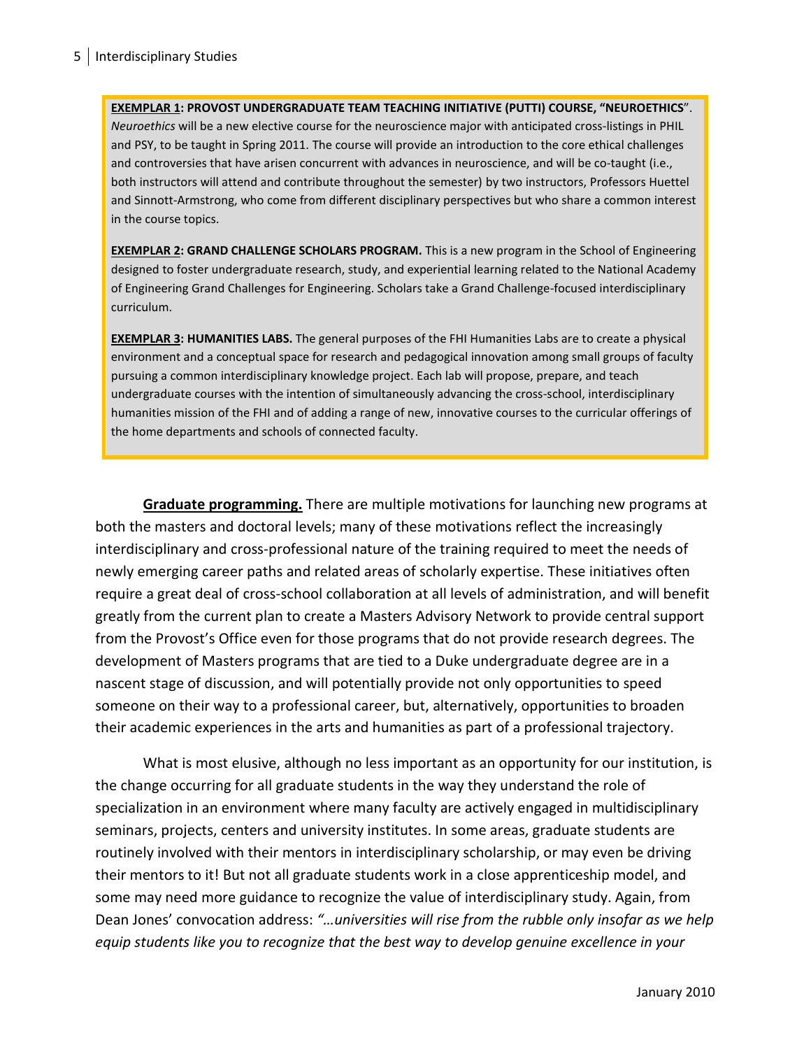**<u>EXEMPLAR 1</u>: PROVOST UNDERGRADUATE TEAM TEACHING INITIATIVE (PUTTI) COURSE, "NEUROETHICS**". *Neuroethics* will be a new elective course for the neuroscience major with anticipated cross-listings in PHIL and PSY, to be taught in Spring 2011. The course will provide an introduction to the core ethical challenges and controversies that have arisen concurrent with advances in neuroscience, and will be co-taught (i.e., both instructors will attend and contribute throughout the semester) by two instructors, Professors Huettel and Sinnott-Armstrong, who come from different disciplinary perspectives but who share a common interest in the course topics.

**<u>EXEMPLAR 2</u>: GRAND CHALLENGE SCHOLARS PROGRAM.** This is a new program in the School of Engineering designed to foster undergraduate research, study, and experiential learning related to the National Academy of Engineering Grand Challenges for Engineering. Scholars take a Grand Challenge-focused interdisciplinary curriculum.

**<u>EXEMPLAR 3</u>: HUMANITIES LABS.** The general purposes of the FHI Humanities Labs are to create a physical environment and a conceptual space for research and pedagogical innovation among small groups of faculty pursuing a common interdisciplinary knowledge project. Each lab will propose, prepare, and teach undergraduate courses with the intention of simultaneously advancing the cross-school, interdisciplinary humanities mission of the FHI and of adding a range of new, innovative courses to the curricular offerings of the home departments and schools of connected faculty.

**<u>Graduate programming.</u>** There are multiple motivations for launching new programs at both the masters and doctoral levels; many of these motivations reflect the increasingly interdisciplinary and cross-professional nature of the training required to meet the needs of newly emerging career paths and related areas of scholarly expertise. These initiatives often require a great deal of cross-school collaboration at all levels of administration, and will benefit greatly from the current plan to create a Masters Advisory Network to provide central support from the Provost's Office even for those programs that do not provide research degrees. The development of Masters programs that are tied to a Duke undergraduate degree are in a nascent stage of discussion, and will potentially provide not only opportunities to speed someone on their way to a professional career, but, alternatively, opportunities to broaden their academic experiences in the arts and humanities as part of a professional trajectory.

What is most elusive, although no less important as an opportunity for our institution, is the change occurring for all graduate students in the way they understand the role of specialization in an environment where many faculty are actively engaged in multidisciplinary seminars, projects, centers and university institutes. In some areas, graduate students are routinely involved with their mentors in interdisciplinary scholarship, or may even be driving their mentors to it! But not all graduate students work in a close apprenticeship model, and some may need more guidance to recognize the value of interdisciplinary study. Again, from Dean Jones' convocation address: *"…universities will rise from the rubble only insofar as we help equip students like you to recognize that the best way to develop genuine excellence in your*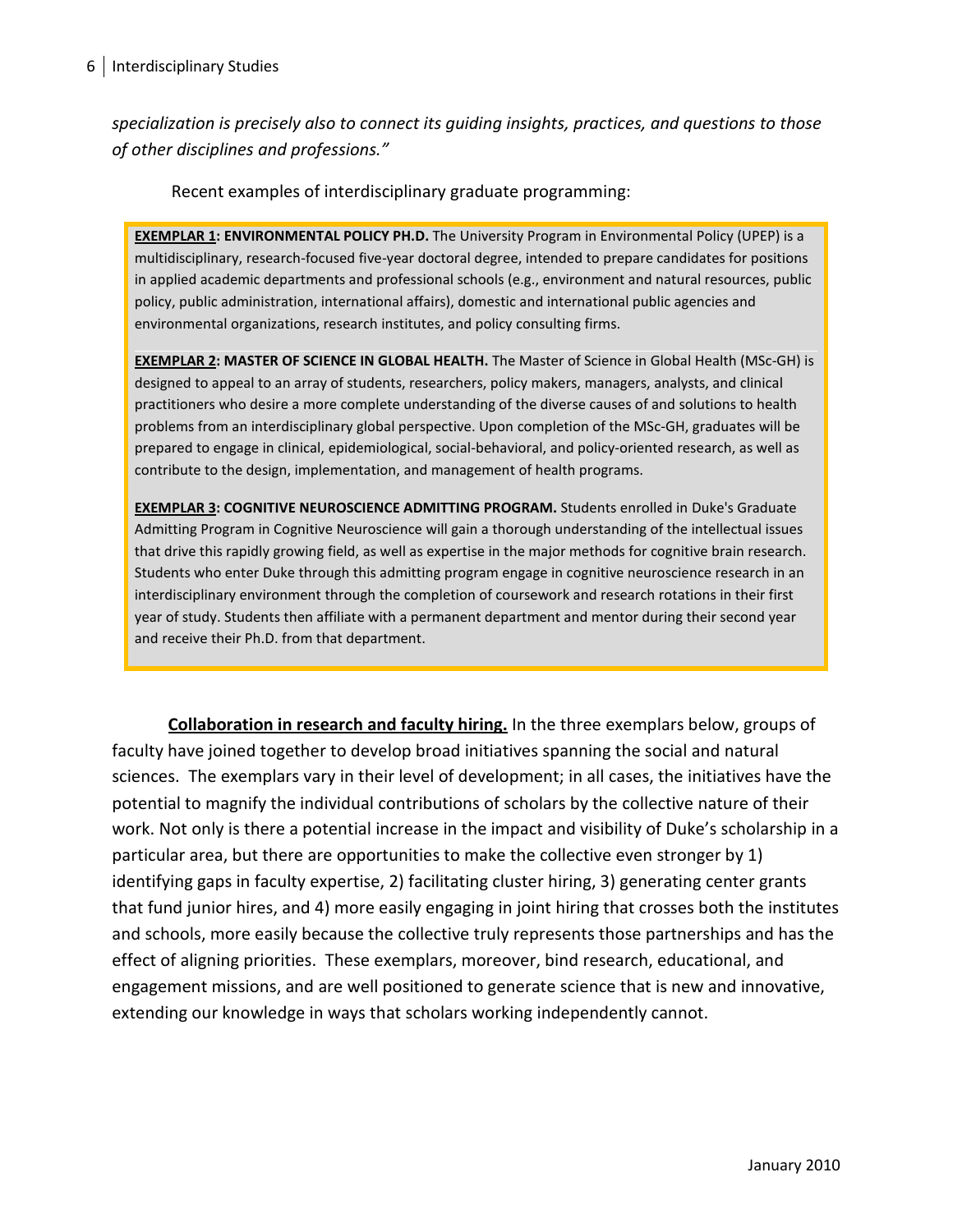*specialization is precisely also to connect its guiding insights, practices, and questions to those of other disciplines and professions."*

Recent examples of interdisciplinary graduate programming:

**<u>EXEMPLAR 1</u>: ENVIRONMENTAL POLICY PH.D.** The University Program in Environmental Policy (UPEP) is a multidisciplinary, research-focused five-year doctoral degree, intended to prepare candidates for positions in applied academic departments and professional schools (e.g., environment and natural resources, public policy, public administration, international affairs), domestic and international public agencies and environmental organizations, research institutes, and policy consulting firms.

**<u>EXEMPLAR 2</u>: MASTER OF SCIENCE IN GLOBAL HEALTH.** The Master of Science in Global Health (MSc-GH) is designed to appeal to an array of students, researchers, policy makers, managers, analysts, and clinical practitioners who desire a more complete understanding of the diverse causes of and solutions to health problems from an interdisciplinary global perspective. Upon completion of the MSc-GH, graduates will be prepared to engage in clinical, epidemiological, social-behavioral, and policy-oriented research, as well as contribute to the design, implementation, and management of health programs.

**<u>EXEMPLAR 3</u>: COGNITIVE NEUROSCIENCE ADMITTING PROGRAM.** Students enrolled in Duke's Graduate Admitting Program in Cognitive Neuroscience will gain a thorough understanding of the intellectual issues that drive this rapidly growing field, as well as expertise in the major methods for cognitive brain research. Students who enter Duke through this admitting program engage in cognitive neuroscience research in an interdisciplinary environment through the completion of coursework and research rotations in their first year of study. Students then affiliate with a permanent department and mentor during their second year and receive their Ph.D. from that department.

**<u>Collaboration in research and faculty hiring.</u>** In the three exemplars below, groups of faculty have joined together to develop broad initiatives spanning the social and natural sciences. The exemplars vary in their level of development; in all cases, the initiatives have the potential to magnify the individual contributions of scholars by the collective nature of their work. Not only is there a potential increase in the impact and visibility of Duke's scholarship in a particular area, but there are opportunities to make the collective even stronger by 1) identifying gaps in faculty expertise, 2) facilitating cluster hiring, 3) generating center grants that fund junior hires, and 4) more easily engaging in joint hiring that crosses both the institutes and schools, more easily because the collective truly represents those partnerships and has the effect of aligning priorities. These exemplars, moreover, bind research, educational, and engagement missions, and are well positioned to generate science that is new and innovative, extending our knowledge in ways that scholars working independently cannot.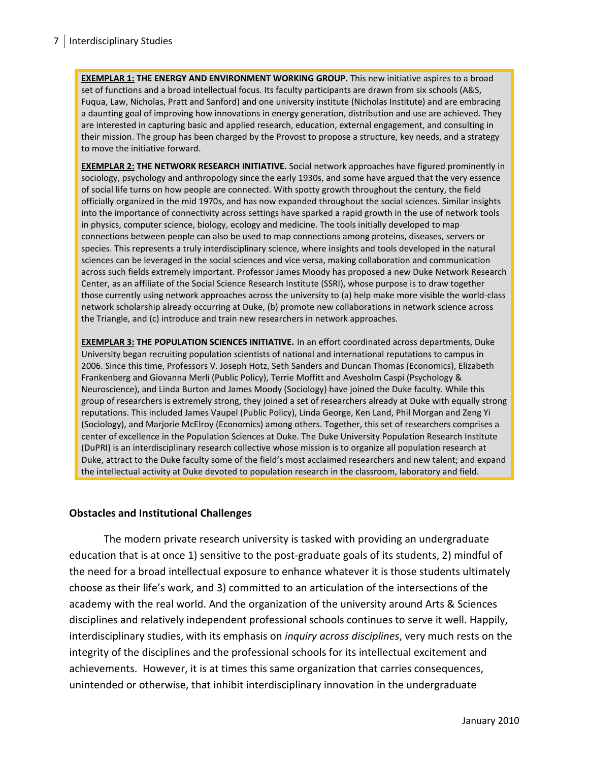**<u>EXEMPLAR 1:</u> THE ENERGY AND ENVIRONMENT WORKING GROUP.** This new initiative aspires to a broad set of functions and a broad intellectual focus. Its faculty participants are drawn from six schools (A&S, Fuqua, Law, Nicholas, Pratt and Sanford) and one university institute (Nicholas Institute) and are embracing a daunting goal of improving how innovations in energy generation, distribution and use are achieved. They are interested in capturing basic and applied research, education, external engagement, and consulting in their mission. The group has been charged by the Provost to propose a structure, key needs, and a strategy to move the initiative forward.

**<u>EXEMPLAR 2:</u> THE NETWORK RESEARCH INITIATIVE.** Social network approaches have figured prominently in sociology, psychology and anthropology since the early 1930s, and some have argued that the very essence of social life turns on how people are connected. With spotty growth throughout the century, the field officially organized in the mid 1970s, and has now expanded throughout the social sciences. Similar insights into the importance of connectivity across settings have sparked a rapid growth in the use of network tools in physics, computer science, biology, ecology and medicine. The tools initially developed to map connections between people can also be used to map connections among proteins, diseases, servers or species. This represents a truly interdisciplinary science, where insights and tools developed in the natural sciences can be leveraged in the social sciences and vice versa, making collaboration and communication across such fields extremely important. Professor James Moody has proposed a new Duke Network Research Center, as an affiliate of the Social Science Research Institute (SSRI), whose purpose is to draw together those currently using network approaches across the university to (a) help make more visible the world-class network scholarship already occurring at Duke, (b) promote new collaborations in network science across the Triangle, and (c) introduce and train new researchers in network approaches.

**<u>EXEMPLAR 3:</u> THE POPULATION SCIENCES INITIATIVE.** In an effort coordinated across departments, Duke University began recruiting population scientists of national and international reputations to campus in 2006. Since this time, Professors V. Joseph Hotz, Seth Sanders and Duncan Thomas (Economics), Elizabeth Frankenberg and Giovanna Merli (Public Policy), Terrie Moffitt and Avesholm Caspi (Psychology & Neuroscience), and Linda Burton and James Moody (Sociology) have joined the Duke faculty. While this group of researchers is extremely strong, they joined a set of researchers already at Duke with equally strong reputations. This included James Vaupel (Public Policy), Linda George, Ken Land, Phil Morgan and Zeng Yi (Sociology), and Marjorie McElroy (Economics) among others. Together, this set of researchers comprises a center of excellence in the Population Sciences at Duke. The Duke University Population Research Institute (DuPRI) is an interdisciplinary research collective whose mission is to organize all population research at Duke, attract to the Duke faculty some of the field's most acclaimed researchers and new talent; and expand the intellectual activity at Duke devoted to population research in the classroom, laboratory and field.

### Obstacles and Institutional Challenges

The modern private research university is tasked with providing an undergraduate education that is at once 1) sensitive to the post-graduate goals of its students, 2) mindful of the need for a broad intellectual exposure to enhance whatever it is those students ultimately choose as their life's work, and 3) committed to an articulation of the intersections of the academy with the real world. And the organization of the university around Arts & Sciences disciplines and relatively independent professional schools continues to serve it well. Happily, interdisciplinary studies, with its emphasis on *inquiry across disciplines*, very much rests on the integrity of the disciplines and the professional schools for its intellectual excitement and achievements. However, it is at times this same organization that carries consequences, unintended or otherwise, that inhibit interdisciplinary innovation in the undergraduate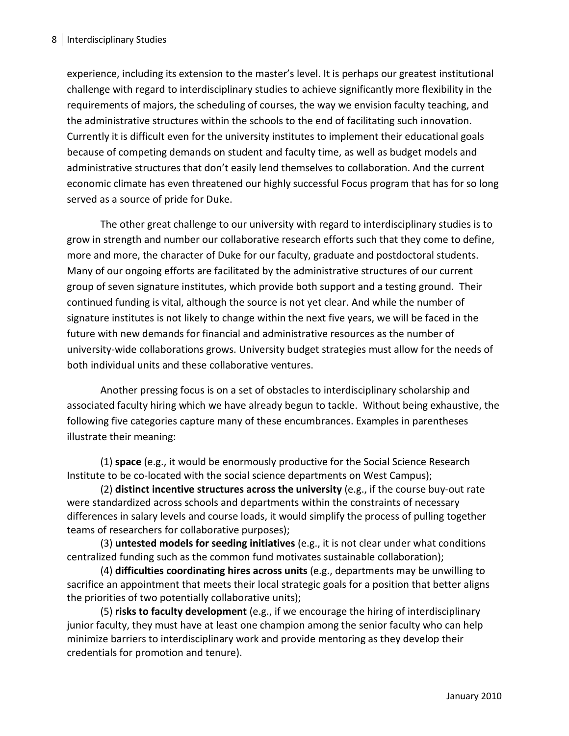experience, including its extension to the master's level. It is perhaps our greatest institutional challenge with regard to interdisciplinary studies to achieve significantly more flexibility in the requirements of majors, the scheduling of courses, the way we envision faculty teaching, and the administrative structures within the schools to the end of facilitating such innovation. Currently it is difficult even for the university institutes to implement their educational goals because of competing demands on student and faculty time, as well as budget models and administrative structures that don't easily lend themselves to collaboration. And the current economic climate has even threatened our highly successful Focus program that has for so long served as a source of pride for Duke.

The other great challenge to our university with regard to interdisciplinary studies is to grow in strength and number our collaborative research efforts such that they come to define, more and more, the character of Duke for our faculty, graduate and postdoctoral students. Many of our ongoing efforts are facilitated by the administrative structures of our current group of seven signature institutes, which provide both support and a testing ground. Their continued funding is vital, although the source is not yet clear. And while the number of signature institutes is not likely to change within the next five years, we will be faced in the future with new demands for financial and administrative resources as the number of university-wide collaborations grows. University budget strategies must allow for the needs of both individual units and these collaborative ventures.

Another pressing focus is on a set of obstacles to interdisciplinary scholarship and associated faculty hiring which we have already begun to tackle. Without being exhaustive, the following five categories capture many of these encumbrances. Examples in parentheses illustrate their meaning:

(1) **space** (e.g., it would be enormously productive for the Social Science Research Institute to be co-located with the social science departments on West Campus);

(2) **distinct incentive structures across the university** (e.g., if the course buy-out rate were standardized across schools and departments within the constraints of necessary differences in salary levels and course loads, it would simplify the process of pulling together teams of researchers for collaborative purposes);

(3) **untested models for seeding initiatives** (e.g., it is not clear under what conditions centralized funding such as the common fund motivates sustainable collaboration);

(4) **difficulties coordinating hires across units** (e.g., departments may be unwilling to sacrifice an appointment that meets their local strategic goals for a position that better aligns the priorities of two potentially collaborative units);

(5) **risks to faculty development** (e.g., if we encourage the hiring of interdisciplinary junior faculty, they must have at least one champion among the senior faculty who can help minimize barriers to interdisciplinary work and provide mentoring as they develop their credentials for promotion and tenure).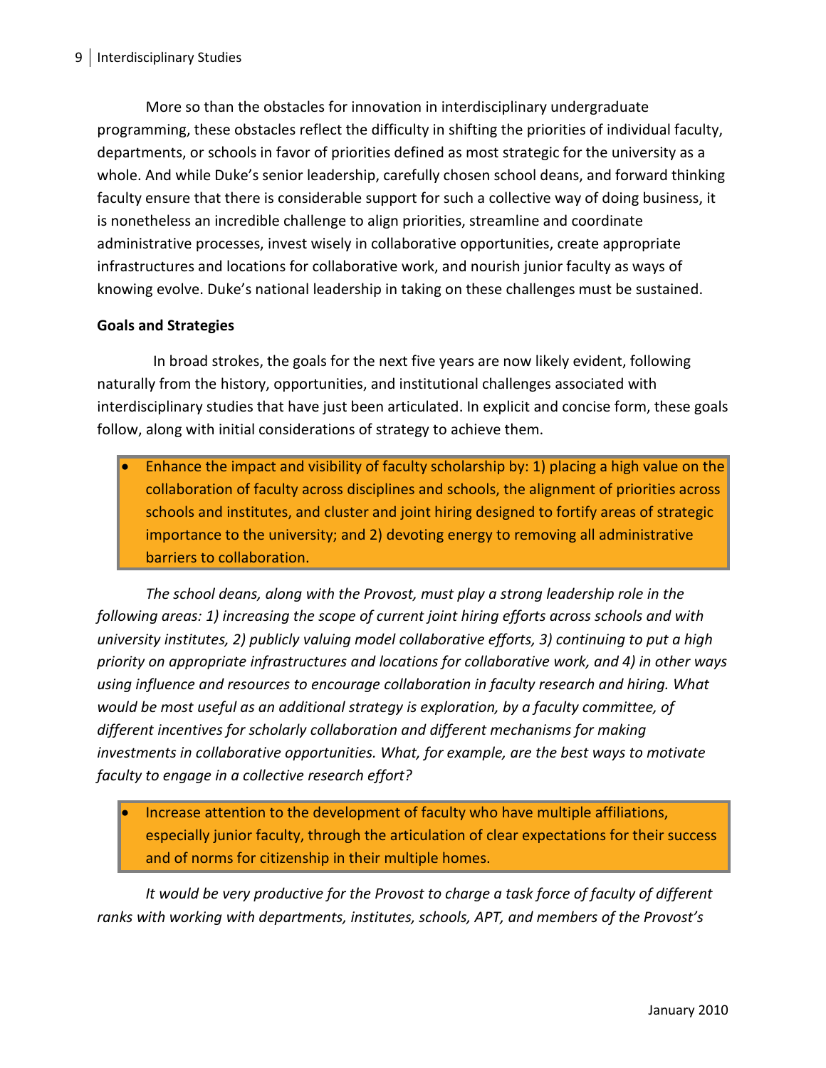More so than the obstacles for innovation in interdisciplinary undergraduate programming, these obstacles reflect the difficulty in shifting the priorities of individual faculty, departments, or schools in favor of priorities defined as most strategic for the university as a whole. And while Duke's senior leadership, carefully chosen school deans, and forward thinking faculty ensure that there is considerable support for such a collective way of doing business, it is nonetheless an incredible challenge to align priorities, streamline and coordinate administrative processes, invest wisely in collaborative opportunities, create appropriate infrastructures and locations for collaborative work, and nourish junior faculty as ways of knowing evolve. Duke's national leadership in taking on these challenges must be sustained.

**Goals and Strategies**

In broad strokes, the goals for the next five years are now likely evident, following naturally from the history, opportunities, and institutional challenges associated with interdisciplinary studies that have just been articulated. In explicit and concise form, these goals follow, along with initial considerations of strategy to achieve them.

- Enhance the impact and visibility of faculty scholarship by: 1) placing a high value on the collaboration of faculty across disciplines and schools, the alignment of priorities across schools and institutes, and cluster and joint hiring designed to fortify areas of strategic importance to the university; and 2) devoting energy to removing all administrative barriers to collaboration.

*The school deans, along with the Provost, must play a strong leadership role in the following areas: 1) increasing the scope of current joint hiring efforts across schools and with university institutes, 2) publicly valuing model collaborative efforts, 3) continuing to put a high priority on appropriate infrastructures and locations for collaborative work, and 4) in other ways using influence and resources to encourage collaboration in faculty research and hiring. What would be most useful as an additional strategy is exploration, by a faculty committee, of different incentives for scholarly collaboration and different mechanisms for making investments in collaborative opportunities. What, for example, are the best ways to motivate faculty to engage in a collective research effort?*

- Increase attention to the development of faculty who have multiple affiliations, especially junior faculty, through the articulation of clear expectations for their success and of norms for citizenship in their multiple homes.

*It would be very productive for the Provost to charge a task force of faculty of different ranks with working with departments, institutes, schools, APT, and members of the Provost's*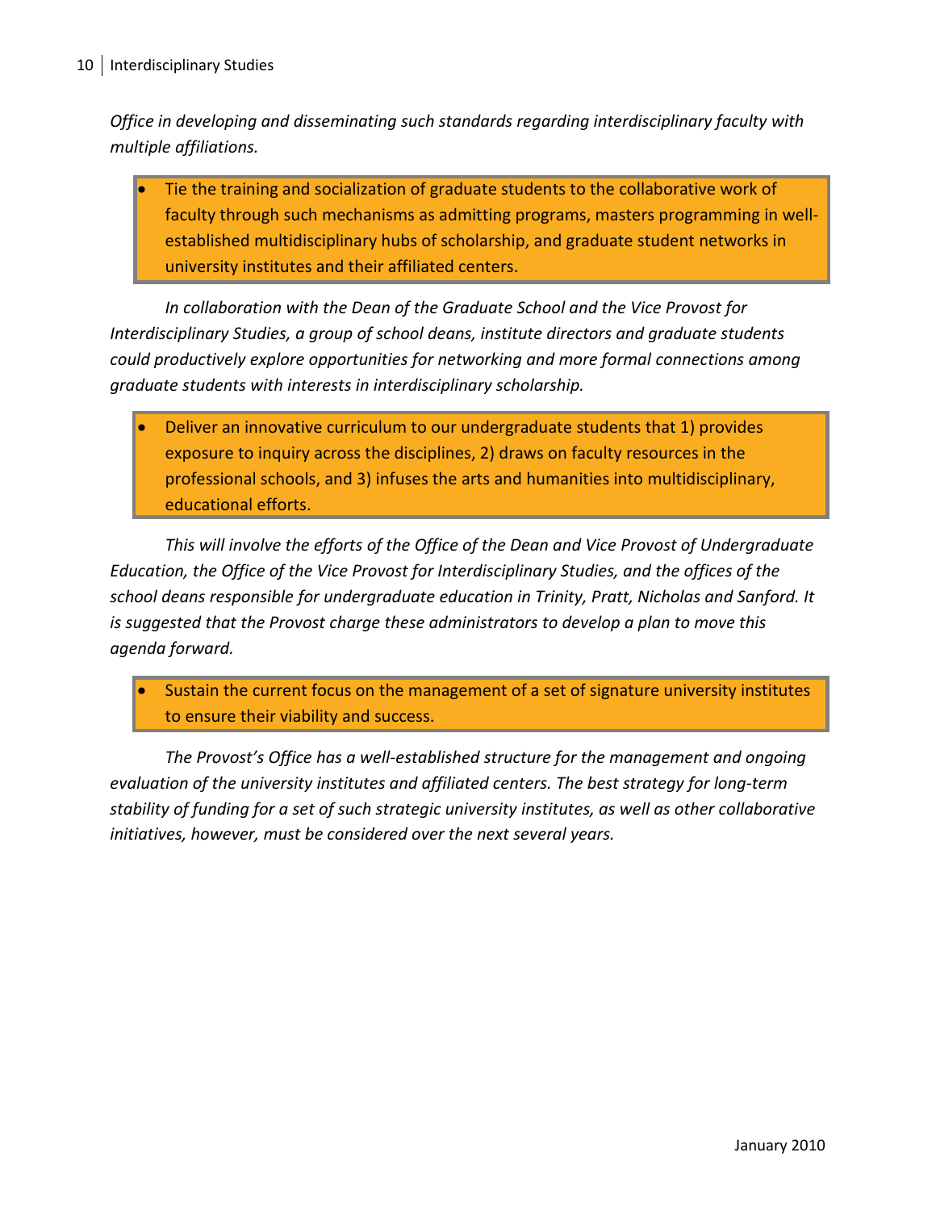*Office in developing and disseminating such standards regarding interdisciplinary faculty with multiple affiliations.*

- Tie the training and socialization of graduate students to the collaborative work of faculty through such mechanisms as admitting programs, masters programming in well-established multidisciplinary hubs of scholarship, and graduate student networks in university institutes and their affiliated centers.

*In collaboration with the Dean of the Graduate School and the Vice Provost for Interdisciplinary Studies, a group of school deans, institute directors and graduate students could productively explore opportunities for networking and more formal connections among graduate students with interests in interdisciplinary scholarship.*

- Deliver an innovative curriculum to our undergraduate students that 1) provides exposure to inquiry across the disciplines, 2) draws on faculty resources in the professional schools, and 3) infuses the arts and humanities into multidisciplinary, educational efforts.

*This will involve the efforts of the Office of the Dean and Vice Provost of Undergraduate Education, the Office of the Vice Provost for Interdisciplinary Studies, and the offices of the school deans responsible for undergraduate education in Trinity, Pratt, Nicholas and Sanford. It is suggested that the Provost charge these administrators to develop a plan to move this agenda forward.*

- Sustain the current focus on the management of a set of signature university institutes to ensure their viability and success.

*The Provost's Office has a well-established structure for the management and ongoing evaluation of the university institutes and affiliated centers. The best strategy for long-term stability of funding for a set of such strategic university institutes, as well as other collaborative initiatives, however, must be considered over the next several years.*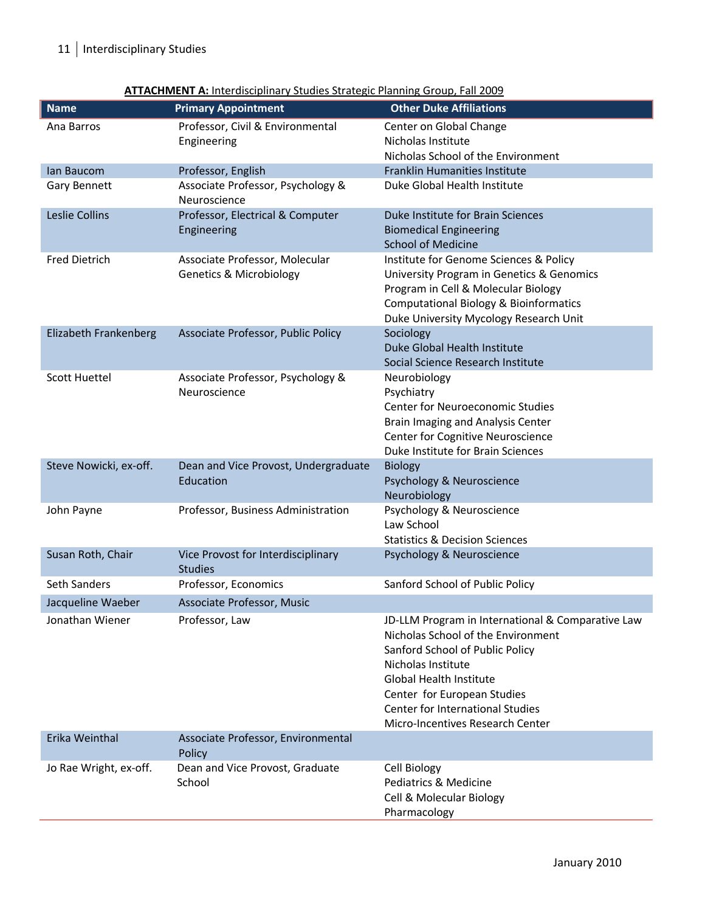**ATTACHMENT A:** Interdisciplinary Studies Strategic Planning Group, Fall 2009

| Name | Primary Appointment | Other Duke Affiliations |
|---|---|---|
| Ana Barros | Professor, Civil & Environmental Engineering | Center on Global Change<br>Nicholas Institute<br>Nicholas School of the Environment |
| Ian Baucom | Professor, English | Franklin Humanities Institute |
| Gary Bennett | Associate Professor, Psychology & Neuroscience | Duke Global Health Institute |
| Leslie Collins | Professor, Electrical & Computer Engineering | Duke Institute for Brain Sciences<br>Biomedical Engineering<br>School of Medicine |
| Fred Dietrich | Associate Professor, Molecular Genetics & Microbiology | Institute for Genome Sciences & Policy<br>University Program in Genetics & Genomics<br>Program in Cell & Molecular Biology<br>Computational Biology & Bioinformatics<br>Duke University Mycology Research Unit |
| Elizabeth Frankenberg | Associate Professor, Public Policy | Sociology<br>Duke Global Health Institute<br>Social Science Research Institute |
| Scott Huettel | Associate Professor, Psychology & Neuroscience | Neurobiology<br>Psychiatry<br>Center for Neuroeconomic Studies<br>Brain Imaging and Analysis Center<br>Center for Cognitive Neuroscience<br>Duke Institute for Brain Sciences |
| Steve Nowicki, ex-off. | Dean and Vice Provost, Undergraduate Education | Biology<br>Psychology & Neuroscience<br>Neurobiology |
| John Payne | Professor, Business Administration | Psychology & Neuroscience<br>Law School<br>Statistics & Decision Sciences |
| Susan Roth, Chair | Vice Provost for Interdisciplinary Studies | Psychology & Neuroscience |
| Seth Sanders | Professor, Economics | Sanford School of Public Policy |
| Jacqueline Waeber | Associate Professor, Music | |
| Jonathan Wiener | Professor, Law | JD-LLM Program in International & Comparative Law<br>Nicholas School of the Environment<br>Sanford School of Public Policy<br>Nicholas Institute<br>Global Health Institute<br>Center for European Studies<br>Center for International Studies<br>Micro-Incentives Research Center |
| Erika Weinthal | Associate Professor, Environmental Policy | |
| Jo Rae Wright, ex-off. | Dean and Vice Provost, Graduate School | Cell Biology<br>Pediatrics & Medicine<br>Cell & Molecular Biology<br>Pharmacology |

January 2010